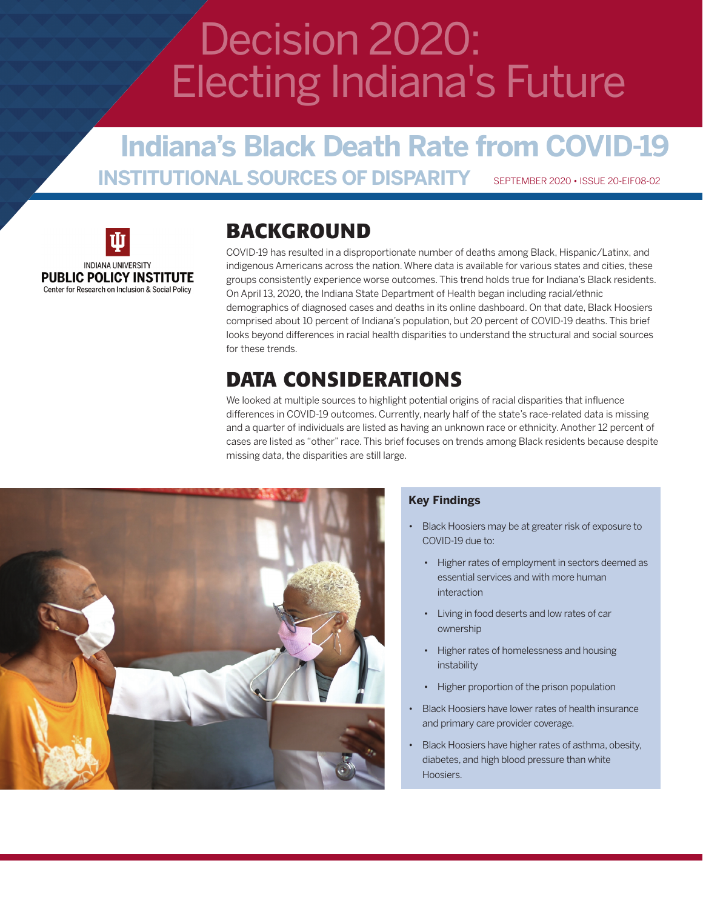# Decision 2020: Electing Indiana's Future

## Indiana's Black Death Rate from COVID-19

### INSTITUTIONAL SOURCES OF DISPARITY

SEPTEMBER 2020 • ISSUE 20-EIF08-02

INDIANA UNIVERSITY
**PUBLIC POLICY INSTITUTE**
Center for Research on Inclusion & Social Policy

## BACKGROUND

COVID-19 has resulted in a disproportionate number of deaths among Black, Hispanic/Latinx, and indigenous Americans across the nation. Where data is available for various states and cities, these groups consistently experience worse outcomes. This trend holds true for Indiana's Black residents. On April 13, 2020, the Indiana State Department of Health began including racial/ethnic demographics of diagnosed cases and deaths in its online dashboard. On that date, Black Hoosiers comprised about 10 percent of Indiana's population, but 20 percent of COVID-19 deaths. This brief looks beyond differences in racial health disparities to understand the structural and social sources for these trends.

## DATA CONSIDERATIONS

We looked at multiple sources to highlight potential origins of racial disparities that influence differences in COVID-19 outcomes. Currently, nearly half of the state's race-related data is missing and a quarter of individuals are listed as having an unknown race or ethnicity. Another 12 percent of cases are listed as "other" race. This brief focuses on trends among Black residents because despite missing data, the disparities are still large.

### Key Findings

- Black Hoosiers may be at greater risk of exposure to COVID-19 due to:
  - Higher rates of employment in sectors deemed as essential services and with more human interaction
  - Living in food deserts and low rates of car ownership
  - Higher rates of homelessness and housing instability
  - Higher proportion of the prison population
- Black Hoosiers have lower rates of health insurance and primary care provider coverage.
- Black Hoosiers have higher rates of asthma, obesity, diabetes, and high blood pressure than white Hoosiers.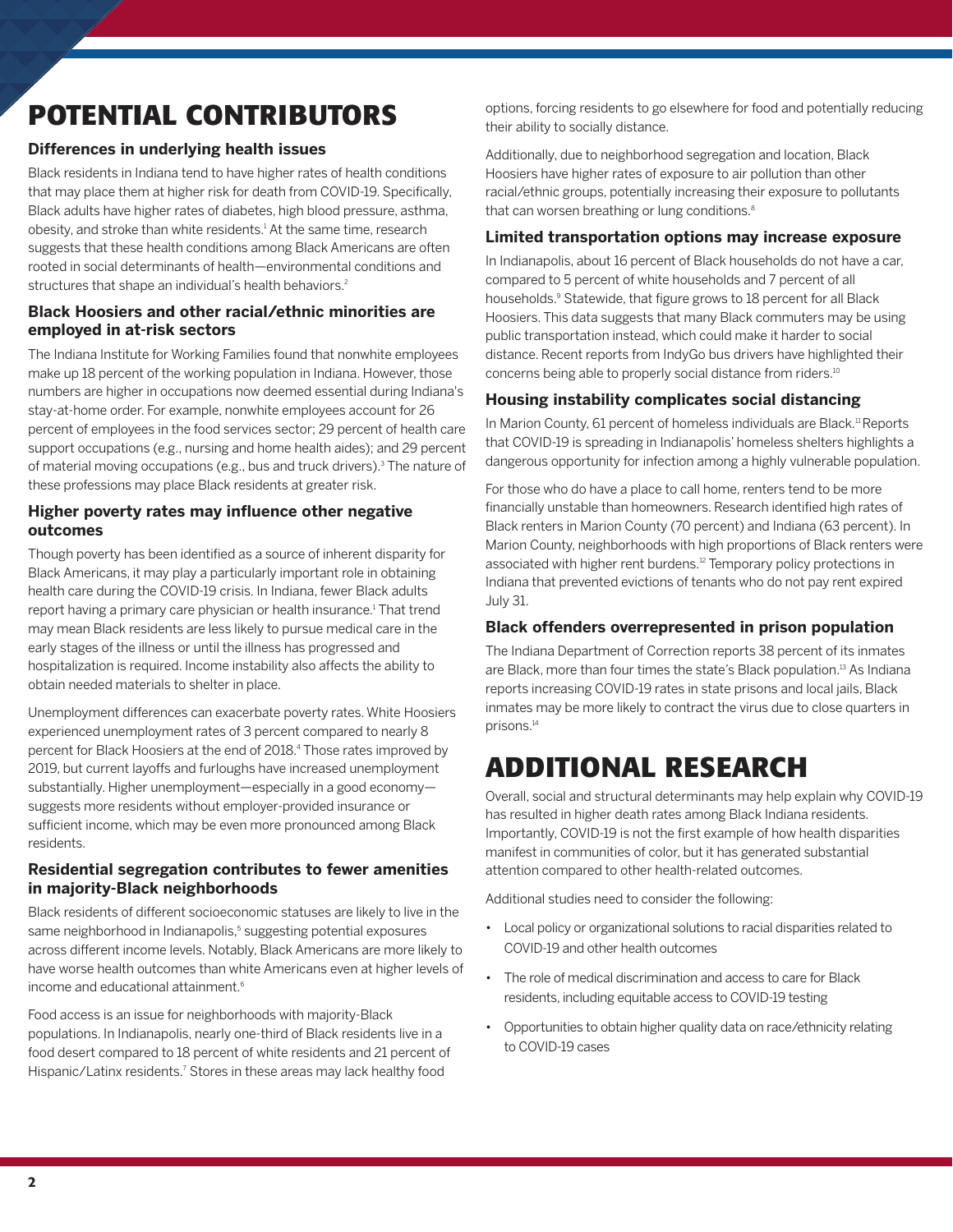# POTENTIAL CONTRIBUTORS

### Differences in underlying health issues

Black residents in Indiana tend to have higher rates of health conditions that may place them at higher risk for death from COVID-19. Specifically, Black adults have higher rates of diabetes, high blood pressure, asthma, obesity, and stroke than white residents.[1] At the same time, research suggests that these health conditions among Black Americans are often rooted in social determinants of health—environmental conditions and structures that shape an individual's health behaviors.[2]

### Black Hoosiers and other racial/ethnic minorities are employed in at-risk sectors

The Indiana Institute for Working Families found that nonwhite employees make up 18 percent of the working population in Indiana. However, those numbers are higher in occupations now deemed essential during Indiana's stay-at-home order. For example, nonwhite employees account for 26 percent of employees in the food services sector; 29 percent of health care support occupations (e.g., nursing and home health aides); and 29 percent of material moving occupations (e.g., bus and truck drivers).[3] The nature of these professions may place Black residents at greater risk.

### Higher poverty rates may influence other negative outcomes

Though poverty has been identified as a source of inherent disparity for Black Americans, it may play a particularly important role in obtaining health care during the COVID-19 crisis. In Indiana, fewer Black adults report having a primary care physician or health insurance.[1] That trend may mean Black residents are less likely to pursue medical care in the early stages of the illness or until the illness has progressed and hospitalization is required. Income instability also affects the ability to obtain needed materials to shelter in place.

Unemployment differences can exacerbate poverty rates. White Hoosiers experienced unemployment rates of 3 percent compared to nearly 8 percent for Black Hoosiers at the end of 2018.[4] Those rates improved by 2019, but current layoffs and furloughs have increased unemployment substantially. Higher unemployment—especially in a good economy—suggests more residents without employer-provided insurance or sufficient income, which may be even more pronounced among Black residents.

### Residential segregation contributes to fewer amenities in majority-Black neighborhoods

Black residents of different socioeconomic statuses are likely to live in the same neighborhood in Indianapolis,[5] suggesting potential exposures across different income levels. Notably, Black Americans are more likely to have worse health outcomes than white Americans even at higher levels of income and educational attainment.[6]

Food access is an issue for neighborhoods with majority-Black populations. In Indianapolis, nearly one-third of Black residents live in a food desert compared to 18 percent of white residents and 21 percent of Hispanic/Latinx residents.[7] Stores in these areas may lack healthy food options, forcing residents to go elsewhere for food and potentially reducing their ability to socially distance.

Additionally, due to neighborhood segregation and location, Black Hoosiers have higher rates of exposure to air pollution than other racial/ethnic groups, potentially increasing their exposure to pollutants that can worsen breathing or lung conditions.[8]

### Limited transportation options may increase exposure

In Indianapolis, about 16 percent of Black households do not have a car, compared to 5 percent of white households and 7 percent of all households.[9] Statewide, that figure grows to 18 percent for all Black Hoosiers. This data suggests that many Black commuters may be using public transportation instead, which could make it harder to social distance. Recent reports from IndyGo bus drivers have highlighted their concerns being able to properly social distance from riders.[10]

### Housing instability complicates social distancing

In Marion County, 61 percent of homeless individuals are Black.[11] Reports that COVID-19 is spreading in Indianapolis' homeless shelters highlights a dangerous opportunity for infection among a highly vulnerable population.

For those who do have a place to call home, renters tend to be more financially unstable than homeowners. Research identified high rates of Black renters in Marion County (70 percent) and Indiana (63 percent). In Marion County, neighborhoods with high proportions of Black renters were associated with higher rent burdens.[12] Temporary policy protections in Indiana that prevented evictions of tenants who do not pay rent expired July 31.

### Black offenders overrepresented in prison population

The Indiana Department of Correction reports 38 percent of its inmates are Black, more than four times the state's Black population.[13] As Indiana reports increasing COVID-19 rates in state prisons and local jails, Black inmates may be more likely to contract the virus due to close quarters in prisons.[14]

# ADDITIONAL RESEARCH

Overall, social and structural determinants may help explain why COVID-19 has resulted in higher death rates among Black Indiana residents. Importantly, COVID-19 is not the first example of how health disparities manifest in communities of color, but it has generated substantial attention compared to other health-related outcomes.

Additional studies need to consider the following:

- Local policy or organizational solutions to racial disparities related to COVID-19 and other health outcomes
- The role of medical discrimination and access to care for Black residents, including equitable access to COVID-19 testing
- Opportunities to obtain higher quality data on race/ethnicity relating to COVID-19 cases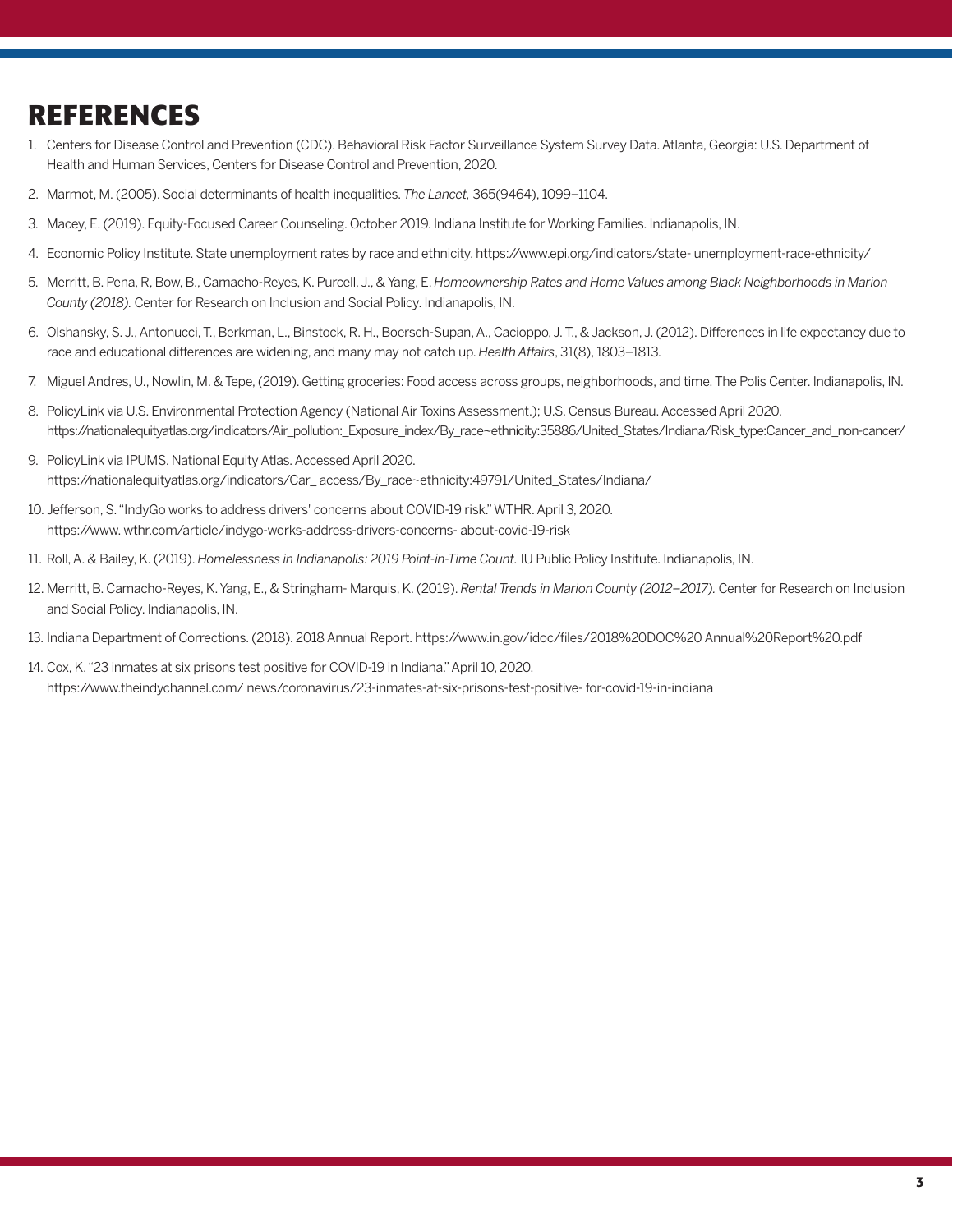# REFERENCES

1. Centers for Disease Control and Prevention (CDC). Behavioral Risk Factor Surveillance System Survey Data. Atlanta, Georgia: U.S. Department of Health and Human Services, Centers for Disease Control and Prevention, 2020.
2. Marmot, M. (2005). Social determinants of health inequalities. *The Lancet,* 365(9464), 1099–1104.
3. Macey, E. (2019). Equity-Focused Career Counseling. October 2019. Indiana Institute for Working Families. Indianapolis, IN.
4. Economic Policy Institute. State unemployment rates by race and ethnicity. https://www.epi.org/indicators/state- unemployment-race-ethnicity/
5. Merritt, B. Pena, R, Bow, B., Camacho-Reyes, K. Purcell, J., & Yang, E. *Homeownership Rates and Home Values among Black Neighborhoods in Marion County (2018).* Center for Research on Inclusion and Social Policy. Indianapolis, IN.
6. Olshansky, S. J., Antonucci, T., Berkman, L., Binstock, R. H., Boersch-Supan, A., Cacioppo, J. T., & Jackson, J. (2012). Differences in life expectancy due to race and educational differences are widening, and many may not catch up. *Health Affairs*, 31(8), 1803–1813.
7. Miguel Andres, U., Nowlin, M. & Tepe, (2019). Getting groceries: Food access across groups, neighborhoods, and time. The Polis Center. Indianapolis, IN.
8. PolicyLink via U.S. Environmental Protection Agency (National Air Toxins Assessment.); U.S. Census Bureau. Accessed April 2020. https://nationalequityatlas.org/indicators/Air_pollution:_Exposure_index/By_race~ethnicity:35886/United_States/Indiana/Risk_type:Cancer_and_non-cancer/
9. PolicyLink via IPUMS. National Equity Atlas. Accessed April 2020. https://nationalequityatlas.org/indicators/Car_ access/By_race~ethnicity:49791/United_States/Indiana/
10. Jefferson, S. "IndyGo works to address drivers' concerns about COVID-19 risk." WTHR. April 3, 2020. https://www. wthr.com/article/indygo-works-address-drivers-concerns- about-covid-19-risk
11. Roll, A. & Bailey, K. (2019). *Homelessness in Indianapolis: 2019 Point-in-Time Count.* IU Public Policy Institute. Indianapolis, IN.
12. Merritt, B. Camacho-Reyes, K. Yang, E., & Stringham- Marquis, K. (2019). *Rental Trends in Marion County (2012–2017).* Center for Research on Inclusion and Social Policy. Indianapolis, IN.
13. Indiana Department of Corrections. (2018). 2018 Annual Report. https://www.in.gov/idoc/files/2018%20DOC%20 Annual%20Report%20.pdf
14. Cox, K. "23 inmates at six prisons test positive for COVID-19 in Indiana." April 10, 2020. https://www.theindychannel.com/ news/coronavirus/23-inmates-at-six-prisons-test-positive- for-covid-19-in-indiana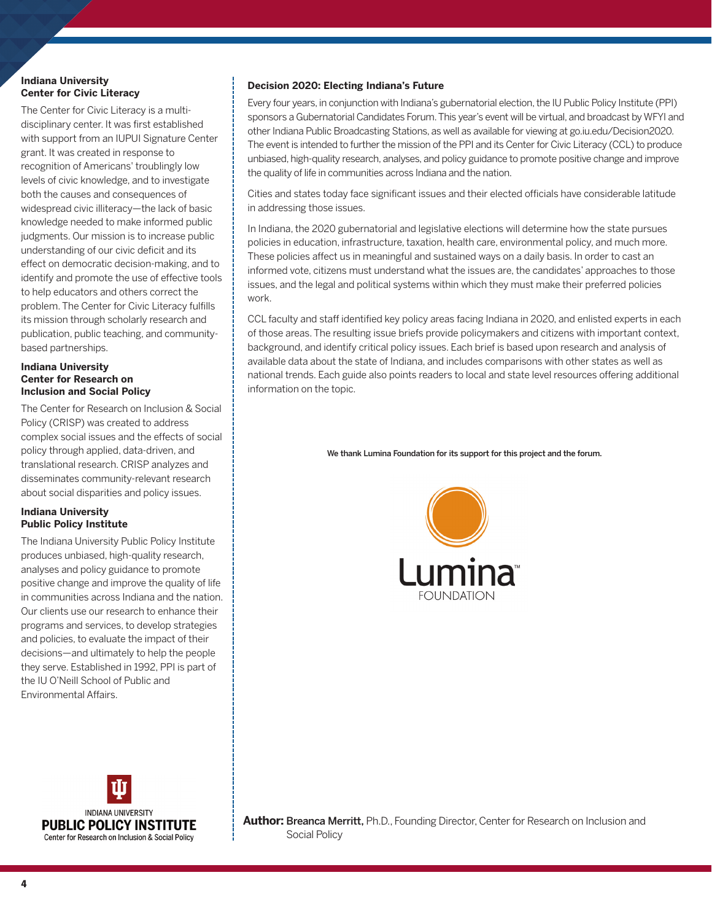## Indiana University Center for Civic Literacy

The Center for Civic Literacy is a multi-disciplinary center. It was first established with support from an IUPUI Signature Center grant. It was created in response to recognition of Americans' troublingly low levels of civic knowledge, and to investigate both the causes and consequences of widespread civic illiteracy—the lack of basic knowledge needed to make informed public judgments. Our mission is to increase public understanding of our civic deficit and its effect on democratic decision-making, and to identify and promote the use of effective tools to help educators and others correct the problem. The Center for Civic Literacy fulfills its mission through scholarly research and publication, public teaching, and community-based partnerships.

## Indiana University Center for Research on Inclusion and Social Policy

The Center for Research on Inclusion & Social Policy (CRISP) was created to address complex social issues and the effects of social policy through applied, data-driven, and translational research. CRISP analyzes and disseminates community-relevant research about social disparities and policy issues.

## Indiana University Public Policy Institute

The Indiana University Public Policy Institute produces unbiased, high-quality research, analyses and policy guidance to promote positive change and improve the quality of life in communities across Indiana and the nation. Our clients use our research to enhance their programs and services, to develop strategies and policies, to evaluate the impact of their decisions—and ultimately to help the people they serve. Established in 1992, PPI is part of the IU O'Neill School of Public and Environmental Affairs.

INDIANA UNIVERSITY
PUBLIC POLICY INSTITUTE
Center for Research on Inclusion & Social Policy

## Decision 2020: Electing Indiana's Future

Every four years, in conjunction with Indiana's gubernatorial election, the IU Public Policy Institute (PPI) sponsors a Gubernatorial Candidates Forum. This year's event will be virtual, and broadcast by WFYI and other Indiana Public Broadcasting Stations, as well as available for viewing at go.iu.edu/Decision2020. The event is intended to further the mission of the PPI and its Center for Civic Literacy (CCL) to produce unbiased, high-quality research, analyses, and policy guidance to promote positive change and improve the quality of life in communities across Indiana and the nation.

Cities and states today face significant issues and their elected officials have considerable latitude in addressing those issues.

In Indiana, the 2020 gubernatorial and legislative elections will determine how the state pursues policies in education, infrastructure, taxation, health care, environmental policy, and much more. These policies affect us in meaningful and sustained ways on a daily basis. In order to cast an informed vote, citizens must understand what the issues are, the candidates' approaches to those issues, and the legal and political systems within which they must make their preferred policies work.

CCL faculty and staff identified key policy areas facing Indiana in 2020, and enlisted experts in each of those areas. The resulting issue briefs provide policymakers and citizens with important context, background, and identify critical policy issues. Each brief is based upon research and analysis of available data about the state of Indiana, and includes comparisons with other states as well as national trends. Each guide also points readers to local and state level resources offering additional information on the topic.

We thank Lumina Foundation for its support for this project and the forum.

Lumina™
FOUNDATION

**Author:** **Breanca Merritt,** Ph.D., Founding Director, Center for Research on Inclusion and Social Policy